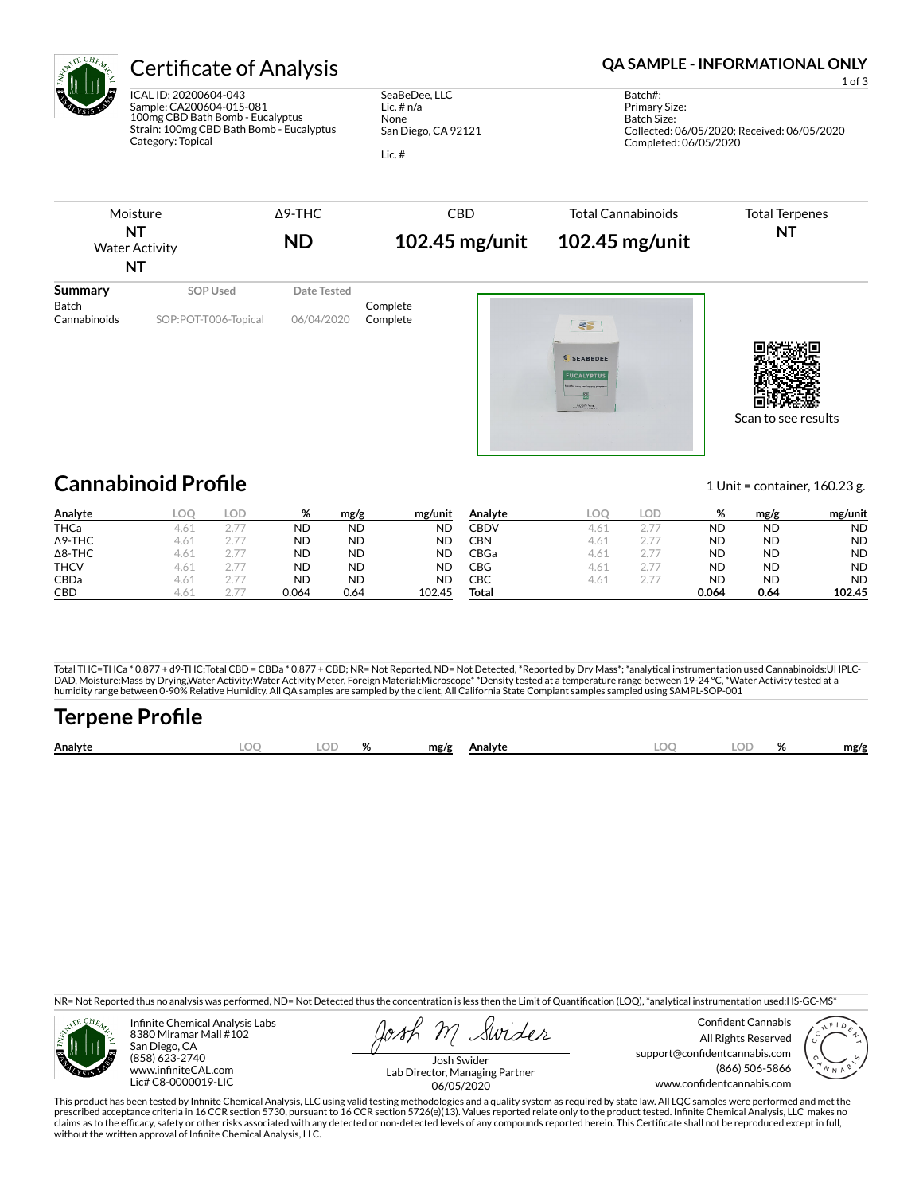# Certificate of Analysis

**QA SAMPLE - INFORMATIONAL ONLY**

ICAL ID: 20200604-043
Sample: CA200604-015-081
100mg CBD Bath Bomb - Eucalyptus
Strain: 100mg CBD Bath Bomb - Eucalyptus
Category: Topical

SeaBeDee, LLC
Lic. # n/a
None
San Diego, CA 92121

Lic. #

Batch#:
Primary Size:
Batch Size:
Collected: 06/05/2020; Received: 06/05/2020
Completed: 06/05/2020

| Moisture | Δ9-THC | CBD | Total Cannabinoids | Total Terpenes |
|---|---|---|---|---|
| **NT** | **ND** | **102.45 mg/unit** | **102.45 mg/unit** | **NT** |
| Water Activity **NT** | | | | |

| Summary | SOP Used | Date Tested | |
|---|---|---|---|
| Batch | | | Complete |
| Cannabinoids | SOP:POT-T006-Topical | 06/04/2020 | Complete |

Scan to see results

## Cannabinoid Profile

1 Unit = container, 160.23 g.

| Analyte | LOQ | LOD | % | mg/g | mg/unit |
|---|---|---|---|---|---|
| THCa | 4.61 | 2.77 | ND | ND | ND |
| Δ9-THC | 4.61 | 2.77 | ND | ND | ND |
| Δ8-THC | 4.61 | 2.77 | ND | ND | ND |
| THCV | 4.61 | 2.77 | ND | ND | ND |
| CBDa | 4.61 | 2.77 | ND | ND | ND |
| CBD | 4.61 | 2.77 | 0.064 | 0.64 | 102.45 |
| CBDV | 4.61 | 2.77 | ND | ND | ND |
| CBN | 4.61 | 2.77 | ND | ND | ND |
| CBGa | 4.61 | 2.77 | ND | ND | ND |
| CBG | 4.61 | 2.77 | ND | ND | ND |
| CBC | 4.61 | 2.77 | ND | ND | ND |
| **Total** | | | **0.064** | **0.64** | **102.45** |

Total THC=THCa * 0.877 + d9-THC;Total CBD = CBDa * 0.877 + CBD; NR= Not Reported, ND= Not Detected, *Reported by Dry Mass*; *analytical instrumentation used Cannabinoids:UHPLC-DAD, Moisture:Mass by Drying,Water Activity:Water Activity Meter, Foreign Material:Microscope* *Density tested at a temperature range between 19-24 °C, *Water Activity tested at a humidity range between 0-90% Relative Humidity. All QA samples are sampled by the client, All California State Compiant samples sampled using SAMPL-SOP-001

## Terpene Profile

| Analyte | LOQ | LOD | % | mg/g | Analyte | LOQ | LOD | % | mg/g |
|---|---|---|---|---|---|---|---|---|---|

NR= Not Reported thus no analysis was performed, ND= Not Detected thus the concentration is less then the Limit of Quantification (LOQ), *analytical instrumentation used:HS-GC-MS*

Infinite Chemical Analysis Labs
8380 Miramar Mall #102
San Diego, CA
(858) 623-2740
www.infiniteCAL.com
Lic# C8-0000019-LIC

Josh Swider
Lab Director, Managing Partner
06/05/2020

Confident Cannabis
All Rights Reserved
support@confidentcannabis.com
(866) 506-5866
www.confidentcannabis.com

This product has been tested by Infinite Chemical Analysis, LLC using valid testing methodologies and a quality system as required by state law. All LQC samples were performed and met the prescribed acceptance criteria in 16 CCR section 5730, pursuant to 16 CCR section 5726(e)(13). Values reported relate only to the product tested. Infinite Chemical Analysis, LLC makes no claims as to the efficacy, safety or other risks associated with any detected or non-detected levels of any compounds reported herein. This Certificate shall not be reproduced except in full, without the written approval of Infinite Chemical Analysis, LLC.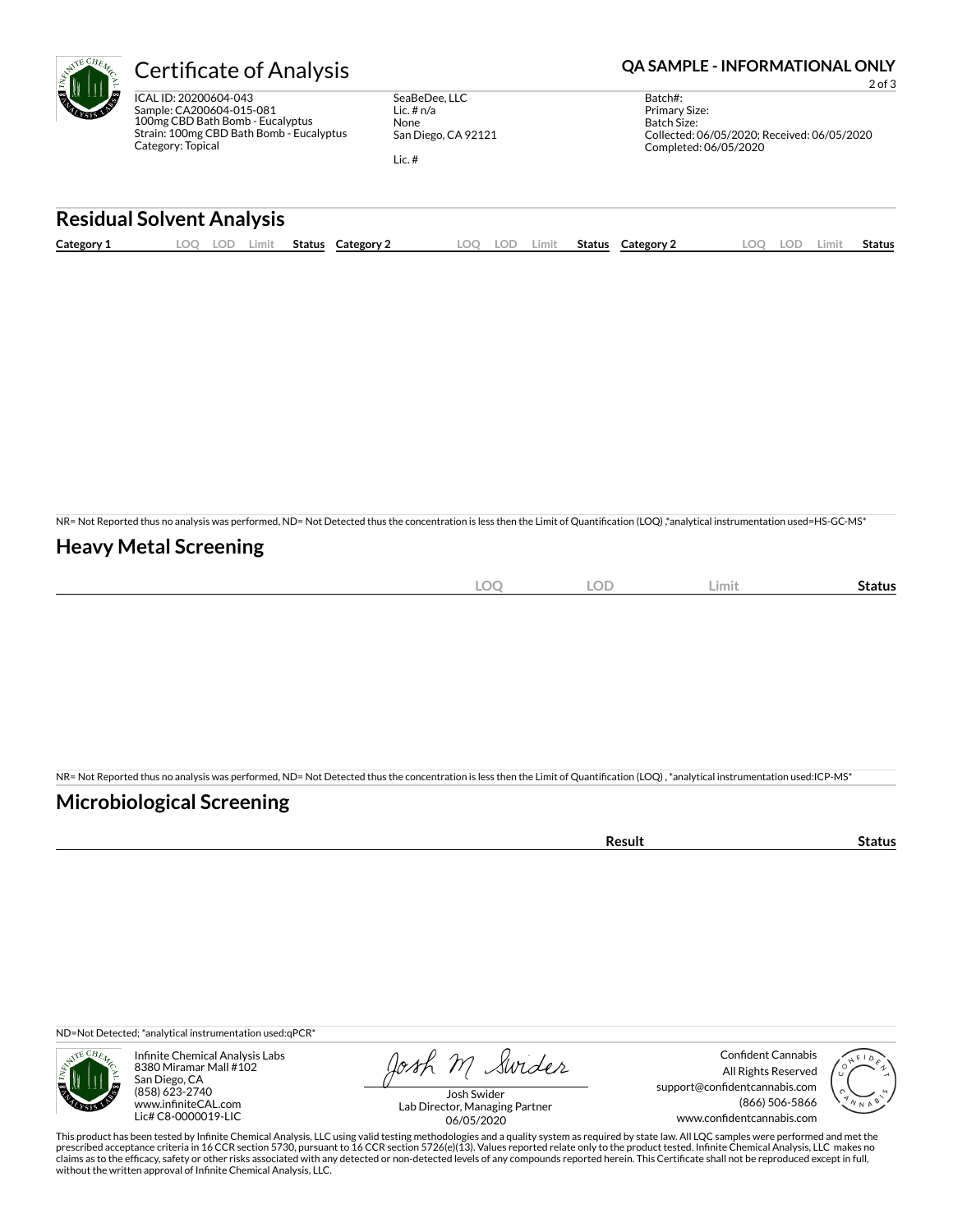# Certificate of Analysis

**QA SAMPLE - INFORMATIONAL ONLY**

ICAL ID: 20200604-043
Sample: CA200604-015-081
100mg CBD Bath Bomb - Eucalyptus
Strain: 100mg CBD Bath Bomb - Eucalyptus
Category: Topical

SeaBeDee, LLC
Lic. # n/a
None
San Diego, CA 92121

Lic. #

Batch#:
Primary Size:
Batch Size:
Collected: 06/05/2020; Received: 06/05/2020
Completed: 06/05/2020

## Residual Solvent Analysis

| Category 1 | LOQ | LOD | Limit | Status | Category 2 | LOQ | LOD | Limit | Status | Category 2 | LOQ | LOD | Limit | Status |
|---|---|---|---|---|---|---|---|---|---|---|---|---|---|---|

NR= Not Reported thus no analysis was performed, ND= Not Detected thus the concentration is less then the Limit of Quantification (LOQ) ,*analytical instrumentation used=HS-GC-MS*

## Heavy Metal Screening

| | LOQ | LOD | Limit | Status |
|---|---|---|---|---|

NR= Not Reported thus no analysis was performed, ND= Not Detected thus the concentration is less then the Limit of Quantification (LOQ) , *analytical instrumentation used:ICP-MS*

## Microbiological Screening

| | Result | Status |
|---|---|---|

ND=Not Detected; *analytical instrumentation used:qPCR*

Infinite Chemical Analysis Labs
8380 Miramar Mall #102
San Diego, CA
(858) 623-2740
www.infiniteCAL.com
Lic# C8-0000019-LIC

Josh Swider
Lab Director, Managing Partner
06/05/2020

Confident Cannabis
All Rights Reserved
support@confidentcannabis.com
(866) 506-5866
www.confidentcannabis.com

This product has been tested by Infinite Chemical Analysis, LLC using valid testing methodologies and a quality system as required by state law. All LQC samples were performed and met the prescribed acceptance criteria in 16 CCR section 5730, pursuant to 16 CCR section 5726(e)(13). Values reported relate only to the product tested. Infinite Chemical Analysis, LLC makes no claims as to the efficacy, safety or other risks associated with any detected or non-detected levels of any compounds reported herein. This Certificate shall not be reproduced except in full, without the written approval of Infinite Chemical Analysis, LLC.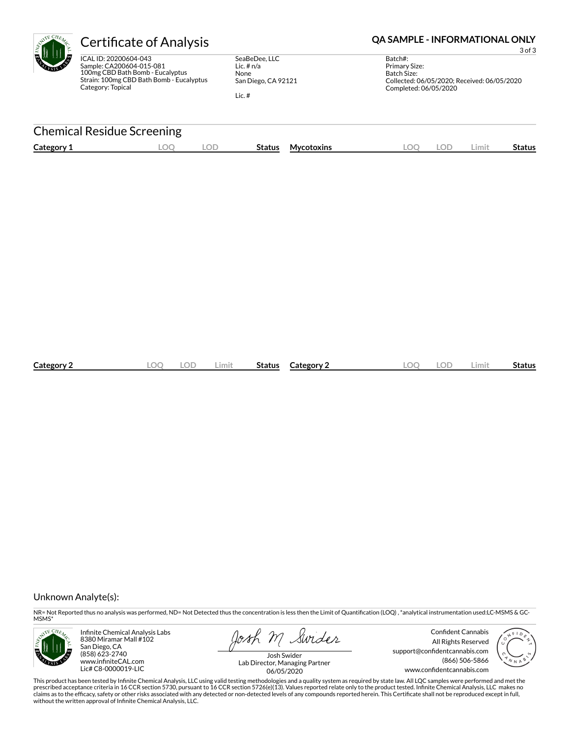# Certificate of Analysis

**QA SAMPLE - INFORMATIONAL ONLY**

ICAL ID: 20200604-043
Sample: CA200604-015-081
100mg CBD Bath Bomb - Eucalyptus
Strain: 100mg CBD Bath Bomb - Eucalyptus
Category: Topical

SeaBeDee, LLC
Lic. # n/a
None
San Diego, CA 92121

Lic. #

Batch#:
Primary Size:
Batch Size:
Collected: 06/05/2020; Received: 06/05/2020
Completed: 06/05/2020

## Chemical Residue Screening

| Category 1 | LOQ | LOD | Status |
|---|---|---|---|

| Mycotoxins | LOQ | LOD | Limit | Status |
|---|---|---|---|---|

| Category 2 | LOQ | LOD | Limit | Status |
|---|---|---|---|---|

| Category 2 | LOQ | LOD | Limit | Status |
|---|---|---|---|---|

Unknown Analyte(s):

NR= Not Reported thus no analysis was performed, ND= Not Detected thus the concentration is less then the Limit of Quantification (LOQ) , *analytical instrumentation used:LC-MSMS & GC-MSMS*

Infinite Chemical Analysis Labs
8380 Miramar Mall #102
San Diego, CA
(858) 623-2740
www.infiniteCAL.com
Lic# C8-0000019-LIC

Josh Swider
Lab Director, Managing Partner
06/05/2020

Confident Cannabis
All Rights Reserved
support@confidentcannabis.com
(866) 506-5866
www.confidentcannabis.com

This product has been tested by Infinite Chemical Analysis, LLC using valid testing methodologies and a quality system as required by state law. All LQC samples were performed and met the prescribed acceptance criteria in 16 CCR section 5730, pursuant to 16 CCR section 5726(e)(13). Values reported relate only to the product tested. Infinite Chemical Analysis, LLC makes no claims as to the efficacy, safety or other risks associated with any detected or non-detected levels of any compounds reported herein. This Certificate shall not be reproduced except in full, without the written approval of Infinite Chemical Analysis, LLC.